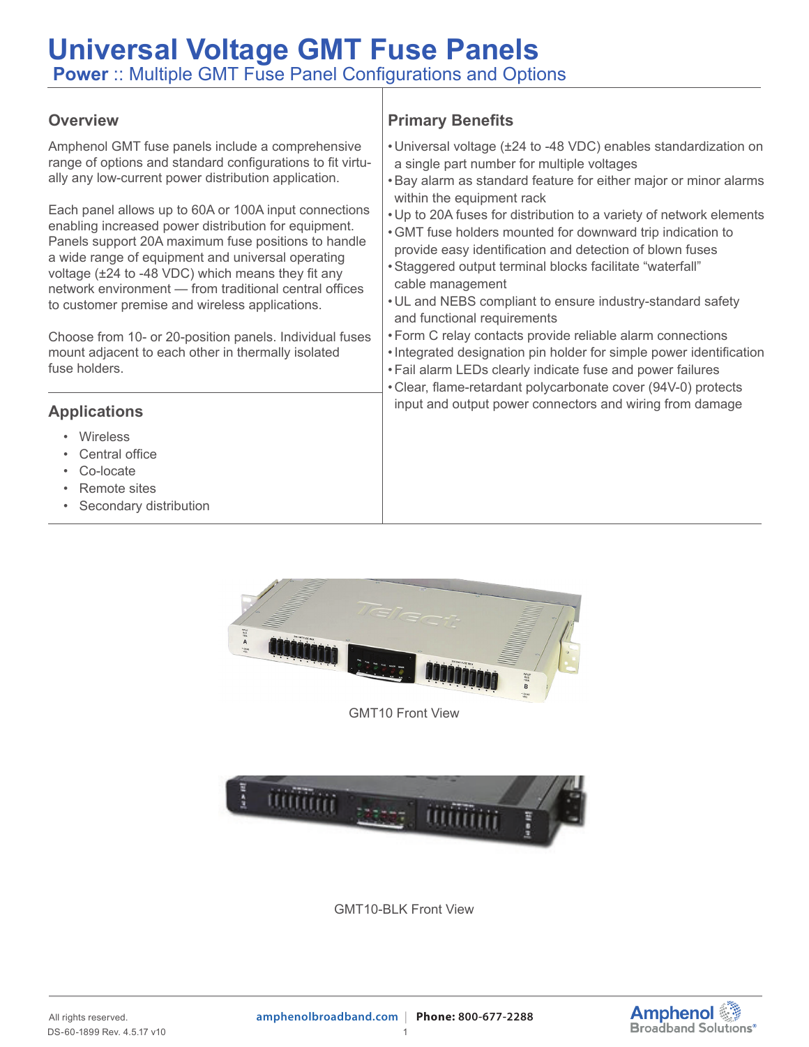# Universal Voltage GMT Fuse Panels

## Power :: Multiple GMT Fuse Panel Configurations and Options

### Overview

Amphenol GMT fuse panels include a comprehensive range of options and standard configurations to fit virtually any low-current power distribution application.

Each panel allows up to 60A or 100A input connections enabling increased power distribution for equipment. Panels support 20A maximum fuse positions to handle a wide range of equipment and universal operating voltage (±24 to -48 VDC) which means they fit any network environment — from traditional central offices to customer premise and wireless applications.

Choose from 10- or 20-position panels. Individual fuses mount adjacent to each other in thermally isolated fuse holders.

### Applications

- Wireless
- Central office
- Co-locate
- Remote sites
- Secondary distribution

### Primary Benefits

- Universal voltage (±24 to -48 VDC) enables standardization on a single part number for multiple voltages
- Bay alarm as standard feature for either major or minor alarms within the equipment rack
- Up to 20A fuses for distribution to a variety of network elements
- GMT fuse holders mounted for downward trip indication to provide easy identification and detection of blown fuses
- Staggered output terminal blocks facilitate "waterfall" cable management
- UL and NEBS compliant to ensure industry-standard safety and functional requirements
- Form C relay contacts provide reliable alarm connections
- Integrated designation pin holder for simple power identification
- Fail alarm LEDs clearly indicate fuse and power failures
- Clear, flame-retardant polycarbonate cover (94V-0) protects input and output power connectors and wiring from damage

GMT10 Front View

GMT10-BLK Front View

All rights reserved.
DS-60-1899 Rev. 4.5.17 v10

amphenolbroadband.com | **Phone:** 800-677-2288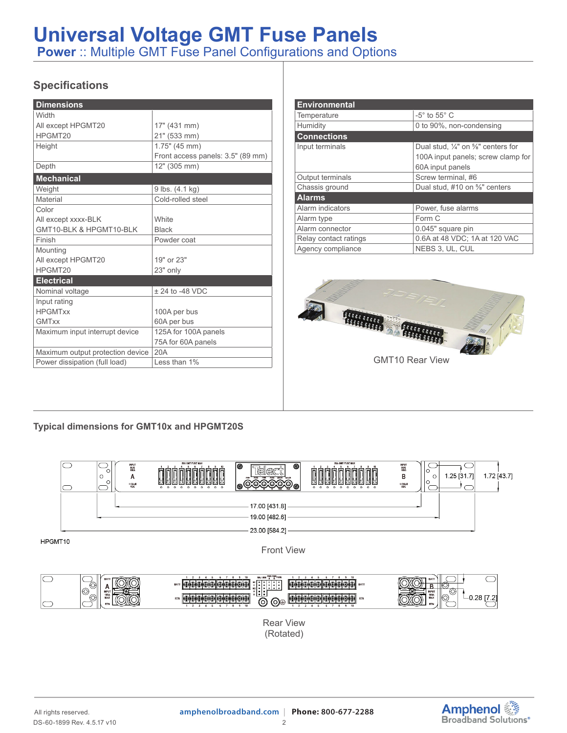# Universal Voltage GMT Fuse Panels

## Power :: Multiple GMT Fuse Panel Configurations and Options

### Specifications

| Dimensions | |
|---|---|
| Width<br>All except HPGMT20<br>HPGMT20 | <br>17" (431 mm)<br>21" (533 mm) |
| Height | 1.75" (45 mm)<br>Front access panels: 3.5" (89 mm) |
| Depth | 12" (305 mm) |
| **Mechanical** | |
| Weight | 9 lbs. (4.1 kg) |
| Material | Cold-rolled steel |
| Color<br>All except xxxx-BLK<br>GMT10-BLK & HPGMT10-BLK | <br>White<br>Black |
| Finish | Powder coat |
| Mounting<br>All except HPGMT20<br>HPGMT20 | <br>19" or 23"<br>23" only |
| **Electrical** | |
| Nominal voltage | ± 24 to -48 VDC |
| Input rating<br>HPGMTxx<br>GMTxx | <br>100A per bus<br>60A per bus |
| Maximum input interrupt device | 125A for 100A panels<br>75A for 60A panels |
| Maximum output protection device | 20A |
| Power dissipation (full load) | Less than 1% |

| Environmental | |
|---|---|
| Temperature | -5° to 55° C |
| Humidity | 0 to 90%, non-condensing |
| **Connections** | |
| Input terminals | Dual stud, ¼" on ⅝" centers for 100A input panels; screw clamp for 60A input panels |
| Output terminals | Screw terminal, #6 |
| Chassis ground | Dual stud, #10 on ⅝" centers |
| **Alarms** | |
| Alarm indicators | Power, fuse alarms |
| Alarm type | Form C |
| Alarm connector | 0.045" square pin |
| Relay contact ratings | 0.6A at 48 VDC; 1A at 120 VAC |
| Agency compliance | NEBS 3, UL, CUL |

GMT10 Rear View

### Typical dimensions for GMT10x and HPGMT20S

17.00 [431.8]

19.00 [482.6]

23.00 [584.2]

1.25 [31.7]

1.72 [43.7]

HPGMT10

Front View

0.28 [7.2]

Rear View
(Rotated)

All rights reserved.
DS-60-1899 Rev. 4.5.17 v10

amphenolbroadband.com | **Phone:** 800-677-2288

Amphenol Broadband Solutions®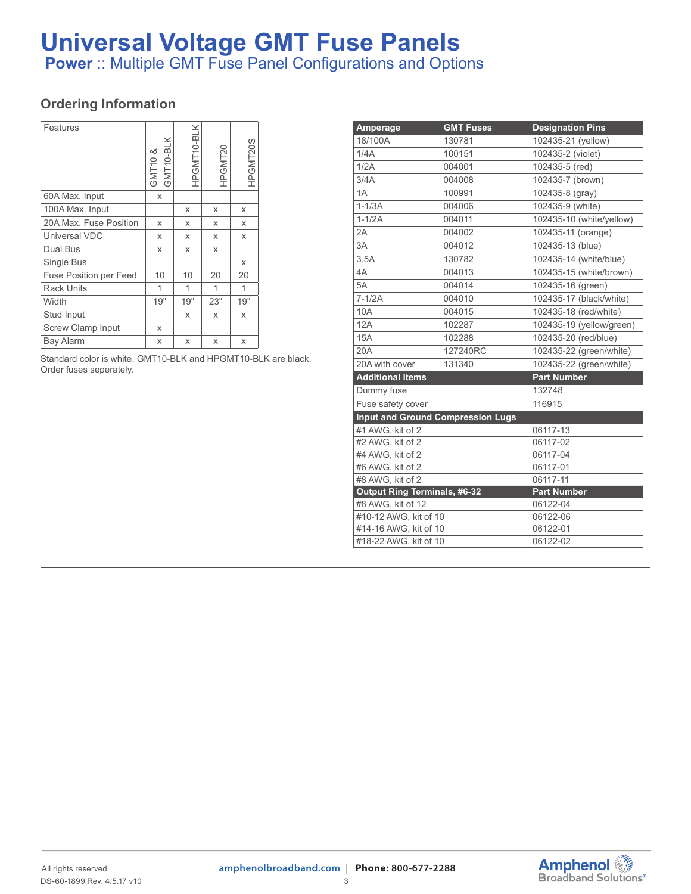# Universal Voltage GMT Fuse Panels

**Power** :: Multiple GMT Fuse Panel Configurations and Options

## Ordering Information

| Features | GMT10 & GMT10-BLK | HPGMT10-BLK | HPGMT20 | HPGMT20S |
|---|---|---|---|---|
| 60A Max. Input | x | | | |
| 100A Max. Input | | x | x | x |
| 20A Max. Fuse Position | x | x | x | x |
| Universal VDC | x | x | x | x |
| Dual Bus | x | x | x | |
| Single Bus | | | | x |
| Fuse Position per Feed | 10 | 10 | 20 | 20 |
| Rack Units | 1 | 1 | 1 | 1 |
| Width | 19" | 19" | 23" | 19" |
| Stud Input | | x | x | x |
| Screw Clamp Input | x | | | |
| Bay Alarm | x | x | x | x |

Standard color is white. GMT10-BLK and HPGMT10-BLK are black.
Order fuses seperately.

| Amperage | GMT Fuses | Designation Pins |
|---|---|---|
| 18/100A | 130781 | 102435-21 (yellow) |
| 1/4A | 100151 | 102435-2 (violet) |
| 1/2A | 004001 | 102435-5 (red) |
| 3/4A | 004008 | 102435-7 (brown) |
| 1A | 100991 | 102435-8 (gray) |
| 1-1/3A | 004006 | 102435-9 (white) |
| 1-1/2A | 004011 | 102435-10 (white/yellow) |
| 2A | 004002 | 102435-11 (orange) |
| 3A | 004012 | 102435-13 (blue) |
| 3.5A | 130782 | 102435-14 (white/blue) |
| 4A | 004013 | 102435-15 (white/brown) |
| 5A | 004014 | 102435-16 (green) |
| 7-1/2A | 004010 | 102435-17 (black/white) |
| 10A | 004015 | 102435-18 (red/white) |
| 12A | 102287 | 102435-19 (yellow/green) |
| 15A | 102288 | 102435-20 (red/blue) |
| 20A | 127240RC | 102435-22 (green/white) |
| 20A with cover | 131340 | 102435-22 (green/white) |
| **Additional Items** | | **Part Number** |
| Dummy fuse | | 132748 |
| Fuse safety cover | | 116915 |
| **Input and Ground Compression Lugs** | | |
| #1 AWG, kit of 2 | | 06117-13 |
| #2 AWG, kit of 2 | | 06117-02 |
| #4 AWG, kit of 2 | | 06117-04 |
| #6 AWG, kit of 2 | | 06117-01 |
| #8 AWG, kit of 2 | | 06117-11 |
| **Output Ring Terminals, #6-32** | | **Part Number** |
| #8 AWG, kit of 12 | | 06122-04 |
| #10-12 AWG, kit of 10 | | 06122-06 |
| #14-16 AWG, kit of 10 | | 06122-01 |
| #18-22 AWG, kit of 10 | | 06122-02 |

All rights reserved.
DS-60-1899 Rev. 4.5.17 v10

amphenolbroadband.com | **Phone:** 800-677-2288